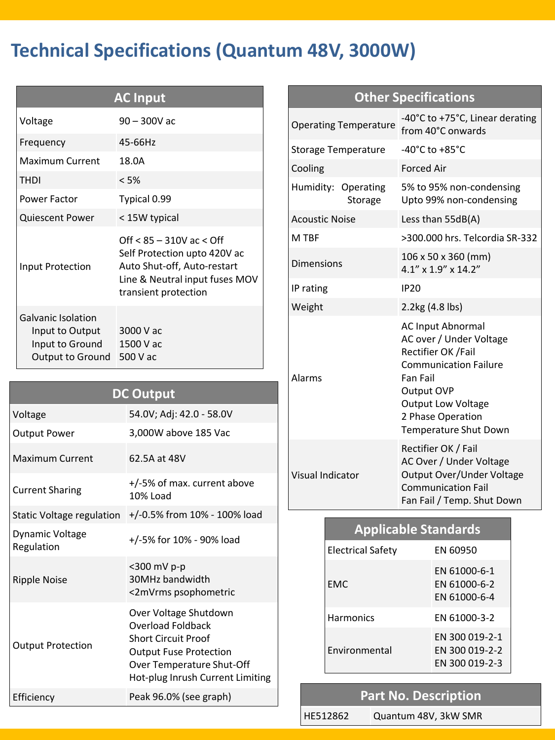# Technical Specifications (Quantum 48V, 3000W)

| AC Input | |
|---|---|
| Voltage | 90 – 300V ac |
| Frequency | 45-66Hz |
| Maximum Current | 18.0A |
| THDI | < 5% |
| Power Factor | Typical 0.99 |
| Quiescent Power | < 15W typical |
| Input Protection | Off < 85 – 310V ac < Off<br>Self Protection upto 420V ac<br>Auto Shut-off, Auto-restart<br>Line & Neutral input fuses MOV transient protection |
| Galvanic Isolation<br>Input to Output<br>Input to Ground<br>Output to Ground | <br>3000 V ac<br>1500 V ac<br>500 V ac |

| DC Output | |
|---|---|
| Voltage | 54.0V; Adj: 42.0 - 58.0V |
| Output Power | 3,000W above 185 Vac |
| Maximum Current | 62.5A at 48V |
| Current Sharing | +/-5% of max. current above 10% Load |
| Static Voltage regulation | +/-0.5% from 10% - 100% load |
| Dynamic Voltage Regulation | +/-5% for 10% - 90% load |
| Ripple Noise | <300 mV p-p<br>30MHz bandwidth<br><2mVrms psophometric |
| Output Protection | Over Voltage Shutdown<br>Overload Foldback<br>Short Circuit Proof<br>Output Fuse Protection<br>Over Temperature Shut-Off<br>Hot-plug Inrush Current Limiting |
| Efficiency | Peak 96.0% (see graph) |

| Other Specifications | |
|---|---|
| Operating Temperature | -40°C to +75°C, Linear derating from 40°C onwards |
| Storage Temperature | -40°C to +85°C |
| Cooling | Forced Air |
| Humidity: Operating<br>Storage | 5% to 95% non-condensing<br>Upto 99% non-condensing |
| Acoustic Noise | Less than 55dB(A) |
| M TBF | >300.000 hrs. Telcordia SR-332 |
| Dimensions | 106 x 50 x 360 (mm)<br>4.1” x 1.9” x 14.2” |
| IP rating | IP20 |
| Weight | 2.2kg (4.8 lbs) |
| Alarms | AC Input Abnormal<br>AC over / Under Voltage<br>Rectifier OK /Fail<br>Communication Failure<br>Fan Fail<br>Output OVP<br>Output Low Voltage<br>2 Phase Operation<br>Temperature Shut Down |
| Visual Indicator | Rectifier OK / Fail<br>AC Over / Under Voltage<br>Output Over/Under Voltage<br>Communication Fail<br>Fan Fail / Temp. Shut Down |

| Applicable Standards | |
|---|---|
| Electrical Safety | EN 60950 |
| EMC | EN 61000-6-1<br>EN 61000-6-2<br>EN 61000-6-4 |
| Harmonics | EN 61000-3-2 |
| Environmental | EN 300 019-2-1<br>EN 300 019-2-2<br>EN 300 019-2-3 |

| Part No. Description | |
|---|---|
| HE512862 | Quantum 48V, 3kW SMR |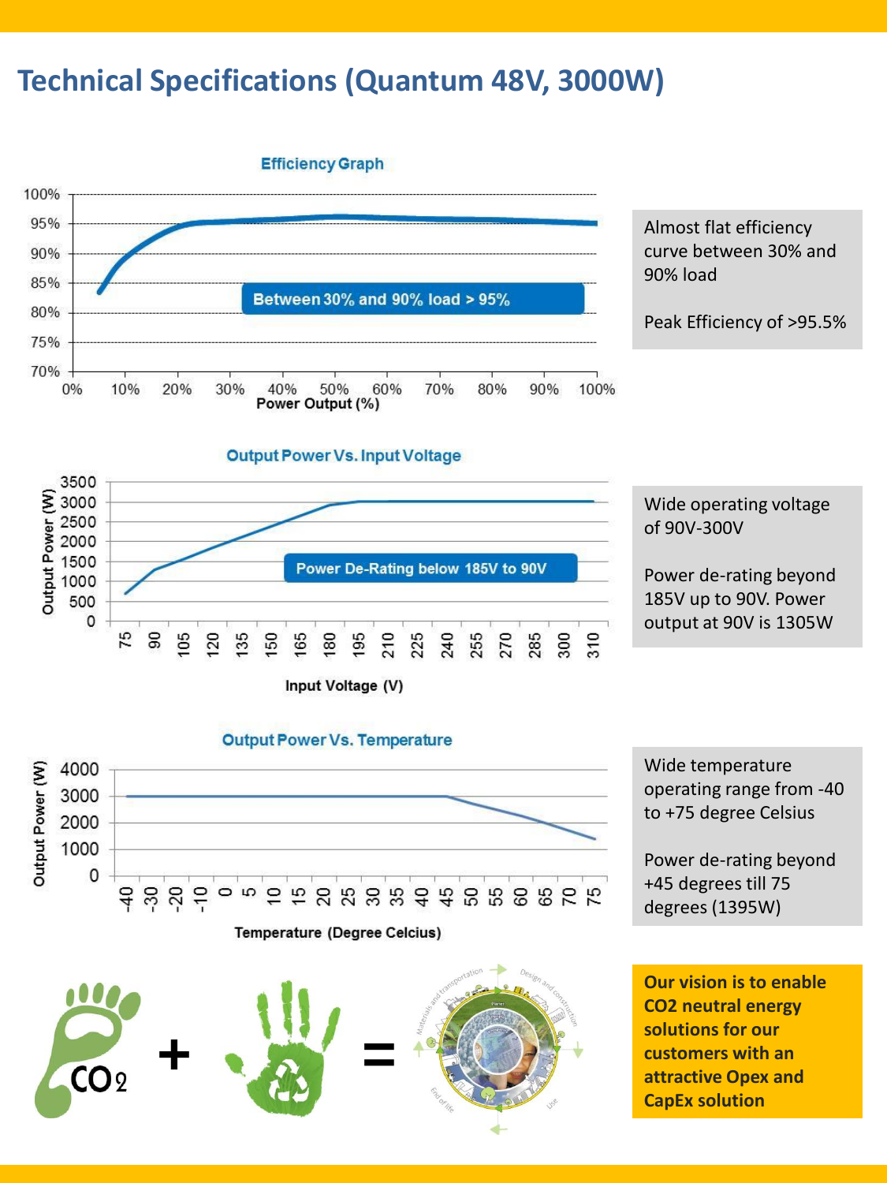# Technical Specifications (Quantum 48V, 3000W)

**Efficiency Graph**

Between 30% and 90% load > 95%

Almost flat efficiency curve between 30% and 90% load

Peak Efficiency of >95.5%

**Output Power Vs. Input Voltage**

Power De-Rating below 185V to 90V

Wide operating voltage of 90V-300V

Power de-rating beyond 185V up to 90V. Power output at 90V is 1305W

**Output Power Vs. Temperature**

Wide temperature operating range from -40 to +75 degree Celsius

Power de-rating beyond +45 degrees till 75 degrees (1395W)

**Our vision is to enable $CO_2$ neutral energy solutions for our customers with an attractive Opex and CapEx solution**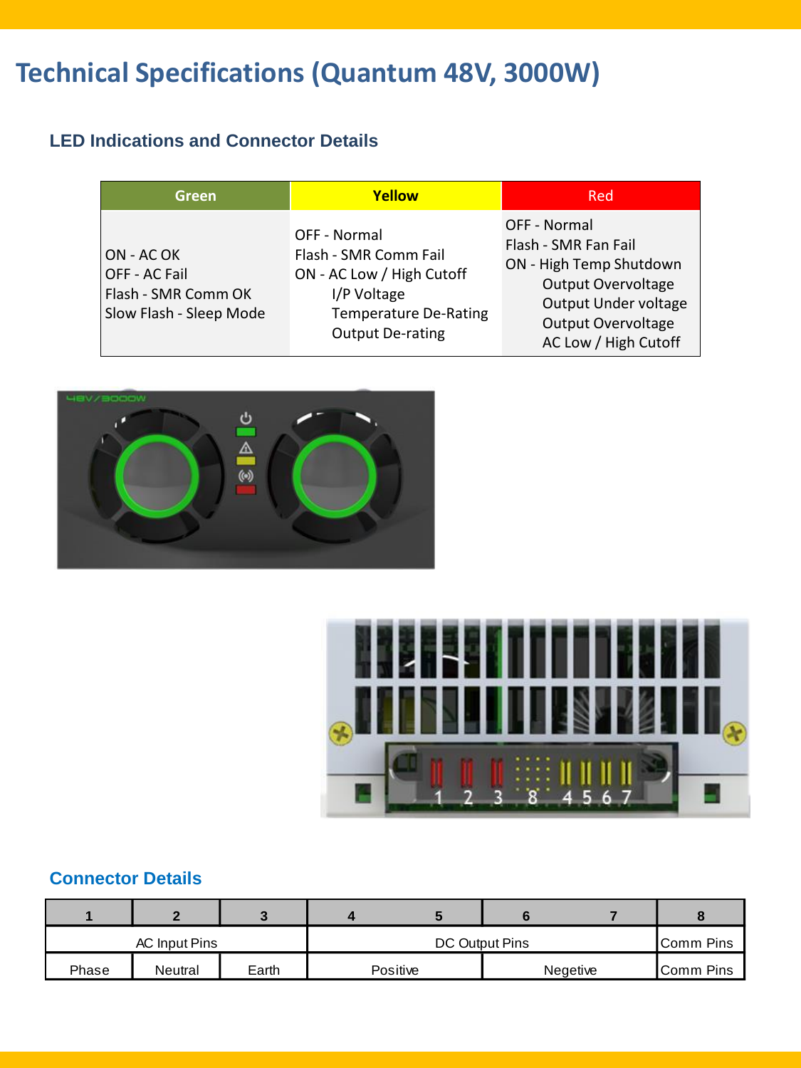# Technical Specifications (Quantum 48V, 3000W)

## LED Indications and Connector Details

| Green | Yellow | Red |
|---|---|---|
| ON - AC OK<br>OFF - AC Fail<br>Flash - SMR Comm OK<br>Slow Flash - Sleep Mode | OFF - Normal<br>Flash - SMR Comm Fail<br>ON - AC Low / High Cutoff<br>I/P Voltage<br>Temperature De-Rating<br>Output De-rating | OFF - Normal<br>Flash - SMR Fan Fail<br>ON - High Temp Shutdown<br>Output Overvoltage<br>Output Under voltage<br>Output Overvoltage<br>AC Low / High Cutoff |

## Connector Details

| 1 | 2 | 3 | 4 | 5 | 6 | 7 | 8 |
|---|---|---|---|---|---|---|---|
| AC Input Pins | | | DC Output Pins | | | | Comm Pins |
| Phase | Neutral | Earth | Positive | | Negetive | | Comm Pins |